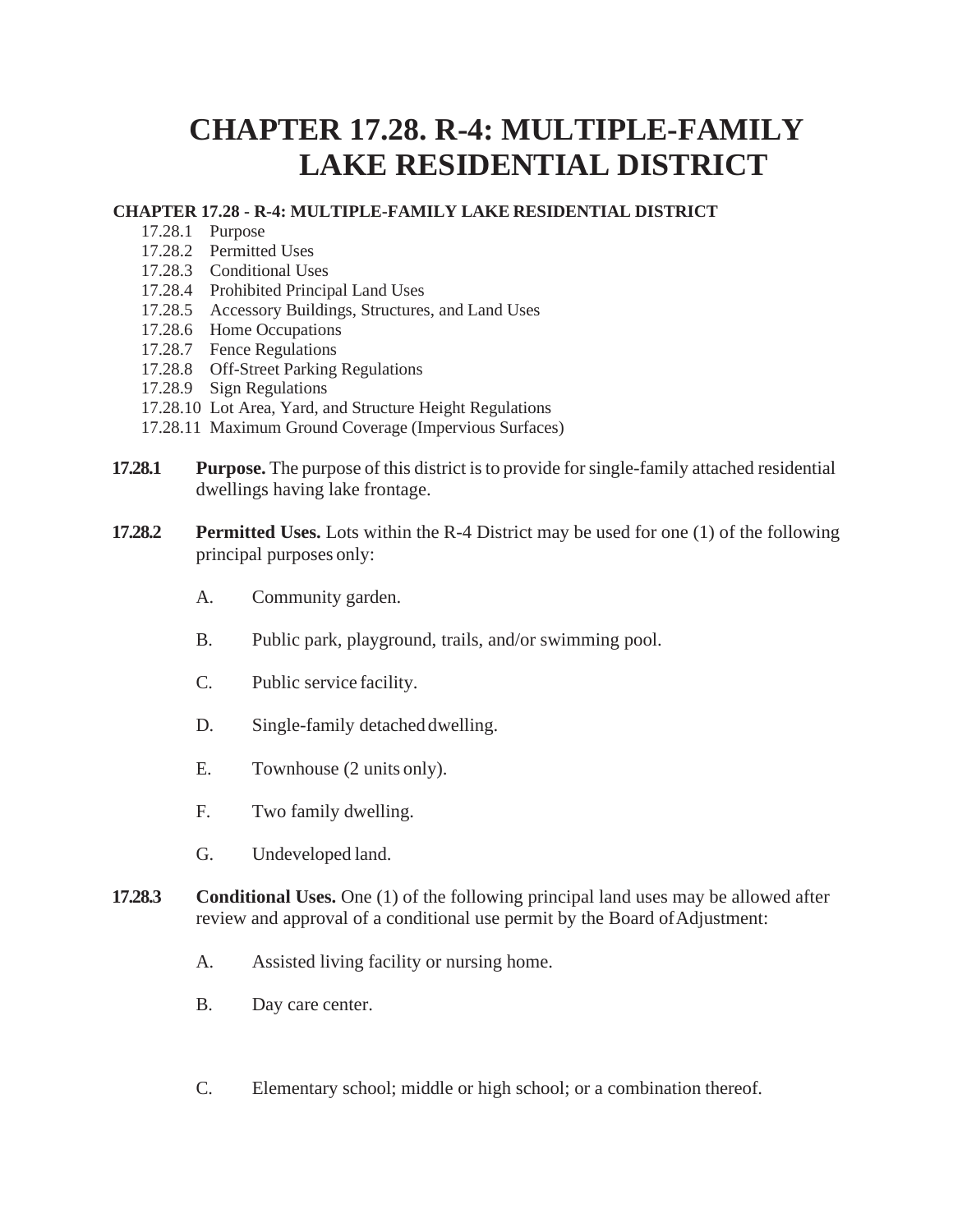# CHAPTER 17.28. R-4: MULTIPLE-FAMILY LAKE RESIDENTIAL DISTRICT

**CHAPTER 17.28 - R-4: MULTIPLE-FAMILY LAKE RESIDENTIAL DISTRICT**

- 17.28.1 Purpose
- 17.28.2 Permitted Uses
- 17.28.3 Conditional Uses
- 17.28.4 Prohibited Principal Land Uses
- 17.28.5 Accessory Buildings, Structures, and Land Uses
- 17.28.6 Home Occupations
- 17.28.7 Fence Regulations
- 17.28.8 Off-Street Parking Regulations
- 17.28.9 Sign Regulations
- 17.28.10 Lot Area, Yard, and Structure Height Regulations
- 17.28.11 Maximum Ground Coverage (Impervious Surfaces)

**17.28.1 Purpose.** The purpose of this district is to provide for single-family attached residential dwellings having lake frontage.

**17.28.2 Permitted Uses.** Lots within the R-4 District may be used for one (1) of the following principal purposes only:

A. Community garden.

B. Public park, playground, trails, and/or swimming pool.

C. Public service facility.

D. Single-family detached dwelling.

E. Townhouse (2 units only).

F. Two family dwelling.

G. Undeveloped land.

**17.28.3 Conditional Uses.** One (1) of the following principal land uses may be allowed after review and approval of a conditional use permit by the Board of Adjustment:

A. Assisted living facility or nursing home.

B. Day care center.

C. Elementary school; middle or high school; or a combination thereof.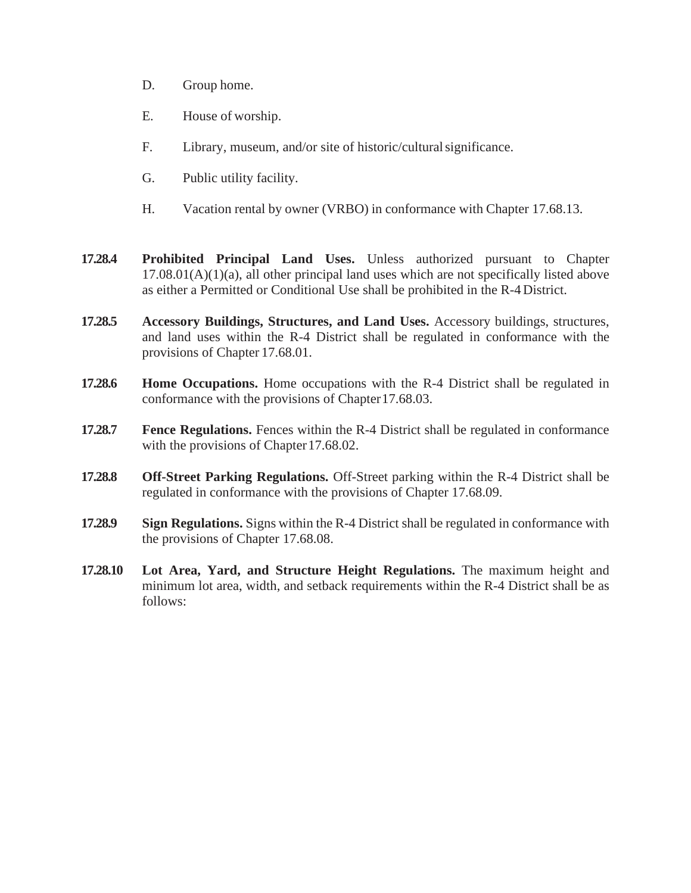D. Group home.

E. House of worship.

F. Library, museum, and/or site of historic/cultural significance.

G. Public utility facility.

H. Vacation rental by owner (VRBO) in conformance with Chapter 17.68.13.

**17.28.4 Prohibited Principal Land Uses.** Unless authorized pursuant to Chapter 17.08.01(A)(1)(a), all other principal land uses which are not specifically listed above as either a Permitted or Conditional Use shall be prohibited in the R-4 District.

**17.28.5 Accessory Buildings, Structures, and Land Uses.** Accessory buildings, structures, and land uses within the R-4 District shall be regulated in conformance with the provisions of Chapter 17.68.01.

**17.28.6 Home Occupations.** Home occupations with the R-4 District shall be regulated in conformance with the provisions of Chapter 17.68.03.

**17.28.7 Fence Regulations.** Fences within the R-4 District shall be regulated in conformance with the provisions of Chapter 17.68.02.

**17.28.8 Off-Street Parking Regulations.** Off-Street parking within the R-4 District shall be regulated in conformance with the provisions of Chapter 17.68.09.

**17.28.9 Sign Regulations.** Signs within the R-4 District shall be regulated in conformance with the provisions of Chapter 17.68.08.

**17.28.10 Lot Area, Yard, and Structure Height Regulations.** The maximum height and minimum lot area, width, and setback requirements within the R-4 District shall be as follows: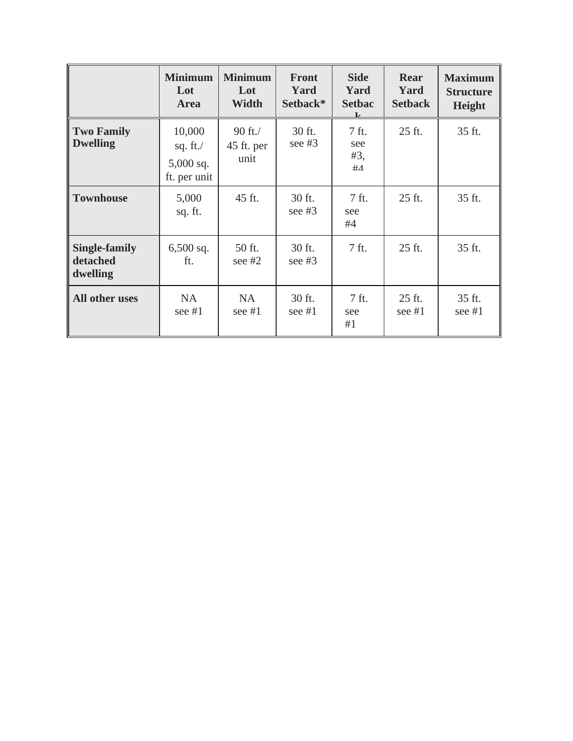| | Minimum Lot Area | Minimum Lot Width | Front Yard Setback* | Side Yard Setback | Rear Yard Setback | Maximum Structure Height |
|---|---|---|---|---|---|---|
| **Two Family Dwelling** | 10,000 sq. ft./ 5,000 sq. ft. per unit | 90 ft./ 45 ft. per unit | 30 ft. see #3 | 7 ft. see #3, #4 | 25 ft. | 35 ft. |
| **Townhouse** | 5,000 sq. ft. | 45 ft. | 30 ft. see #3 | 7 ft. see #4 | 25 ft. | 35 ft. |
| **Single-family detached dwelling** | 6,500 sq. ft. | 50 ft. see #2 | 30 ft. see #3 | 7 ft. | 25 ft. | 35 ft. |
| **All other uses** | NA see #1 | NA see #1 | 30 ft. see #1 | 7 ft. see #1 | 25 ft. see #1 | 35 ft. see #1 |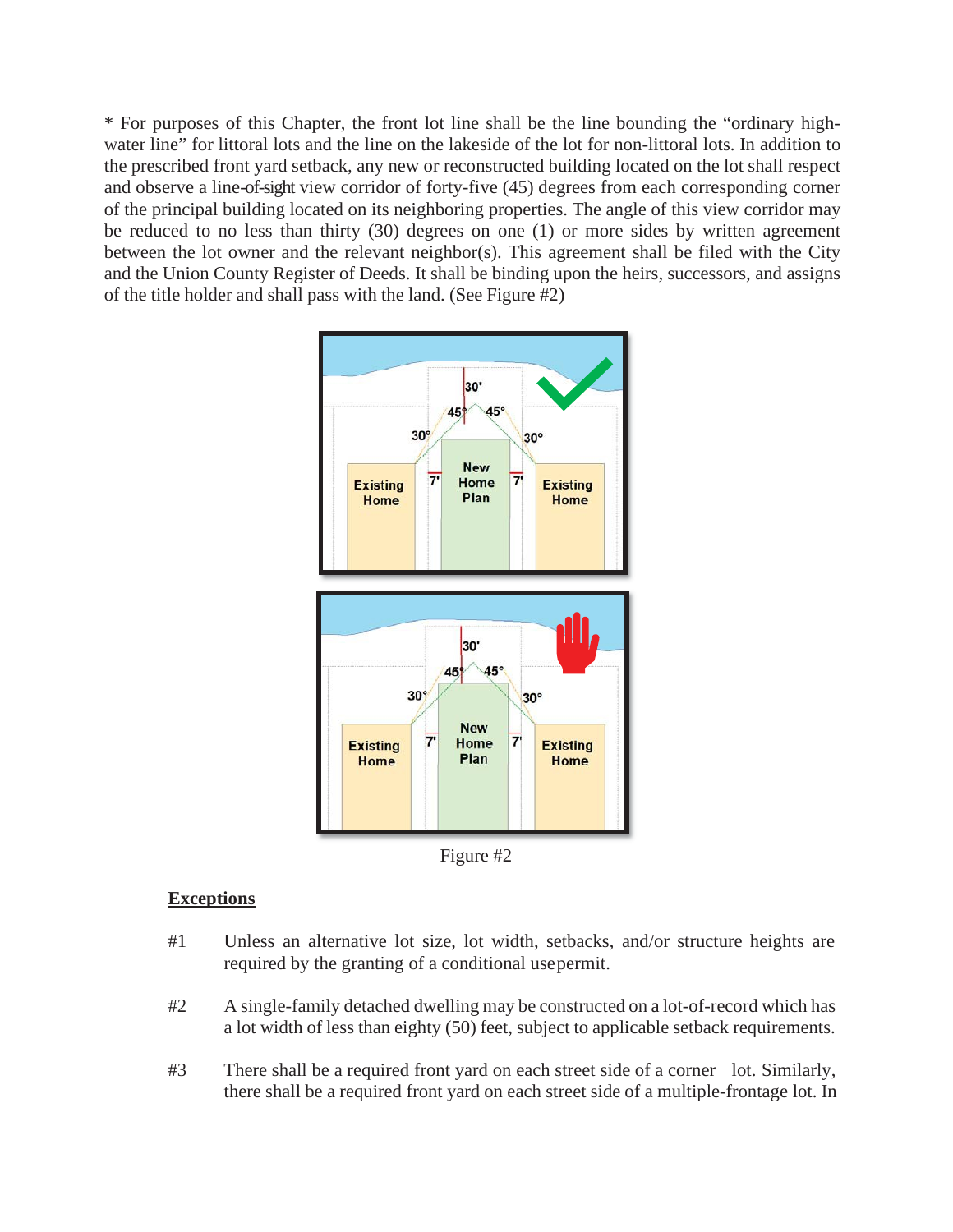* For purposes of this Chapter, the front lot line shall be the line bounding the "ordinary high-water line" for littoral lots and the line on the lakeside of the lot for non-littoral lots. In addition to the prescribed front yard setback, any new or reconstructed building located on the lot shall respect and observe a line-of-sight view corridor of forty-five (45) degrees from each corresponding corner of the principal building located on its neighboring properties. The angle of this view corridor may be reduced to no less than thirty (30) degrees on one (1) or more sides by written agreement between the lot owner and the relevant neighbor(s). This agreement shall be filed with the City and the Union County Register of Deeds. It shall be binding upon the heirs, successors, and assigns of the title holder and shall pass with the land. (See Figure #2)

Figure #2

## Exceptions

#1 Unless an alternative lot size, lot width, setbacks, and/or structure heights are required by the granting of a conditional use permit.

#2 A single-family detached dwelling may be constructed on a lot-of-record which has a lot width of less than eighty (50) feet, subject to applicable setback requirements.

#3 There shall be a required front yard on each street side of a corner lot. Similarly, there shall be a required front yard on each street side of a multiple-frontage lot. In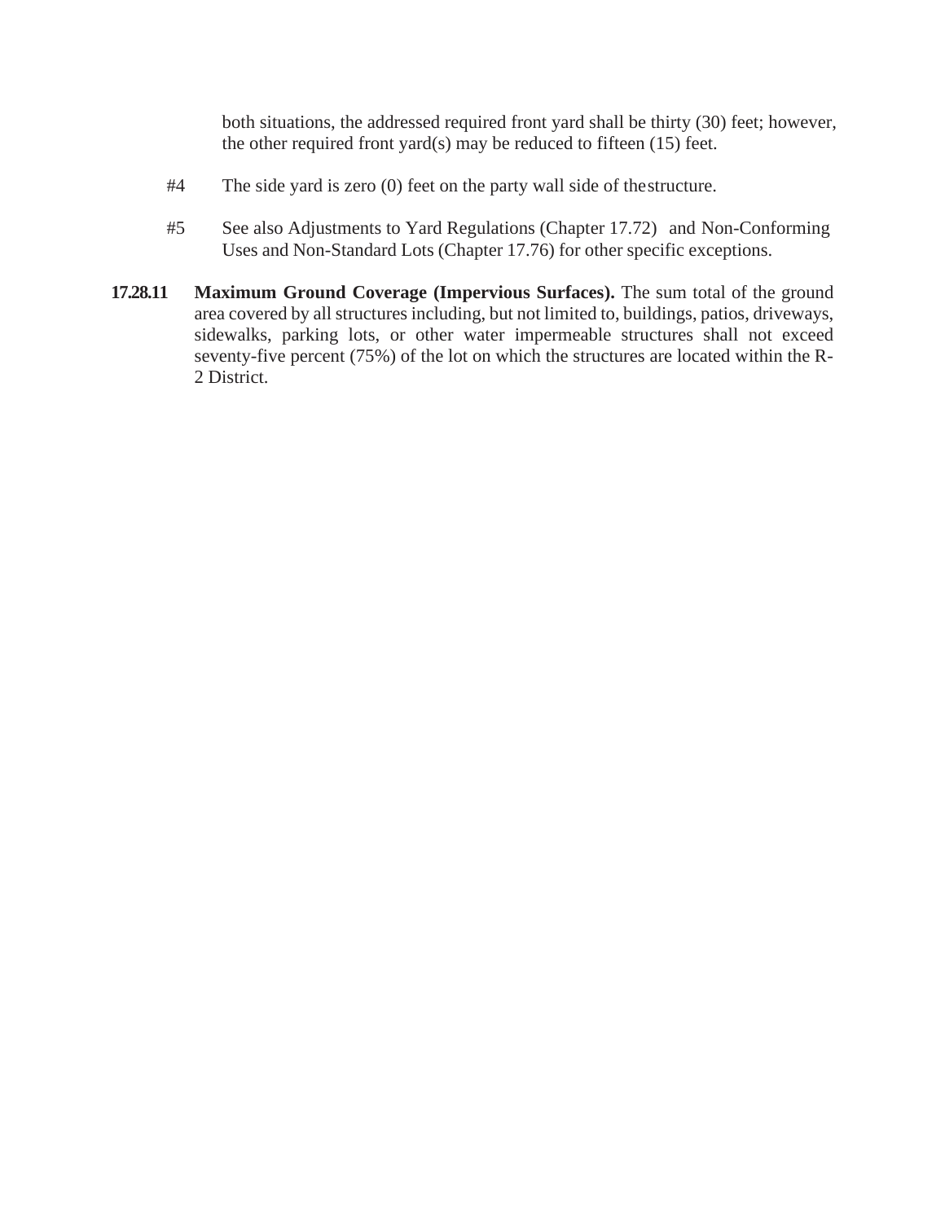both situations, the addressed required front yard shall be thirty (30) feet; however, the other required front yard(s) may be reduced to fifteen (15) feet.

#4 The side yard is zero (0) feet on the party wall side of the structure.

#5 See also Adjustments to Yard Regulations (Chapter 17.72) and Non-Conforming Uses and Non-Standard Lots (Chapter 17.76) for other specific exceptions.

**17.28.11 Maximum Ground Coverage (Impervious Surfaces).** The sum total of the ground area covered by all structures including, but not limited to, buildings, patios, driveways, sidewalks, parking lots, or other water impermeable structures shall not exceed seventy-five percent (75%) of the lot on which the structures are located within the R-2 District.